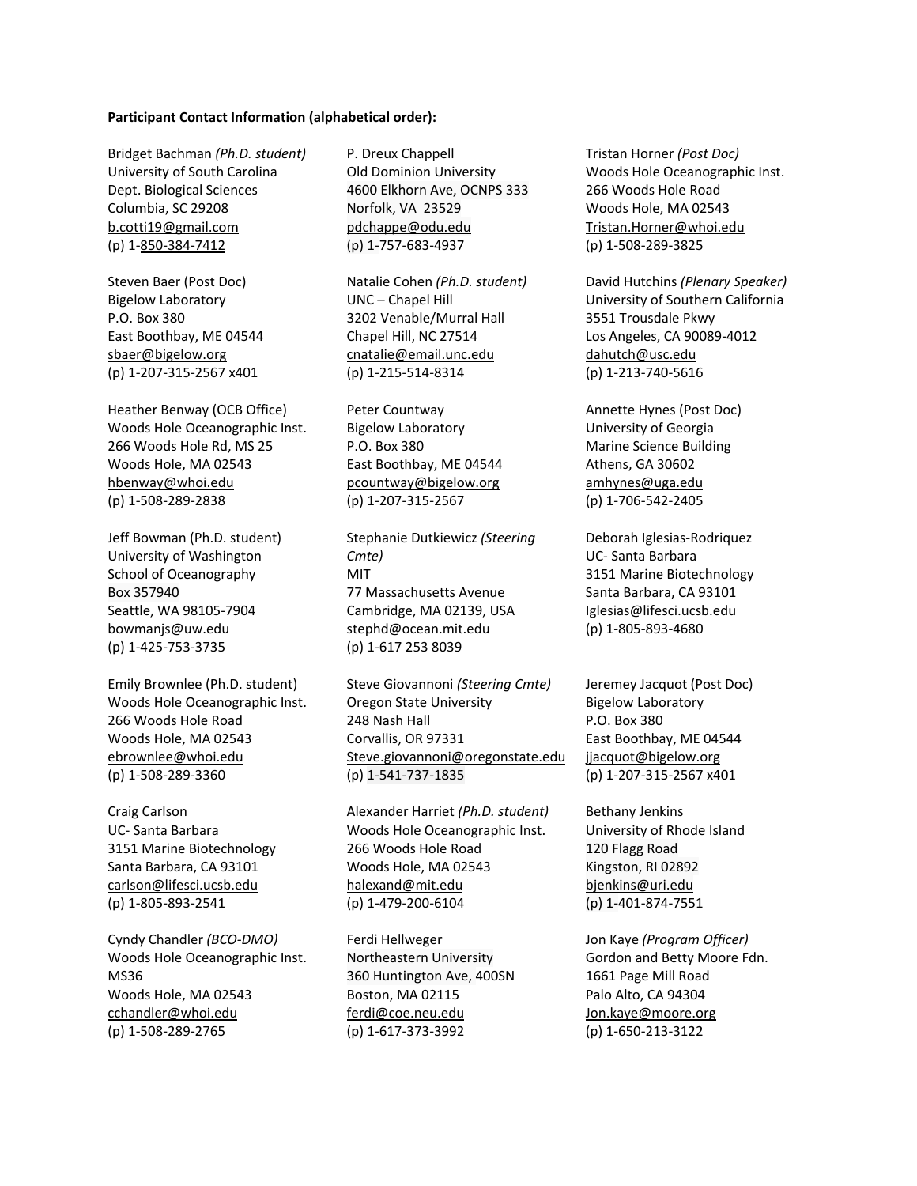**Participant Contact Information (alphabetical order):**

Bridget Bachman *(Ph.D. student)*
University of South Carolina
Dept. Biological Sciences
Columbia, SC 29208
b.cotti19@gmail.com
(p) 1-850-384-7412

Steven Baer (Post Doc)
Bigelow Laboratory
P.O. Box 380
East Boothbay, ME 04544
sbaer@bigelow.org
(p) 1-207-315-2567 x401

Heather Benway (OCB Office)
Woods Hole Oceanographic Inst.
266 Woods Hole Rd, MS 25
Woods Hole, MA 02543
hbenway@whoi.edu
(p) 1-508-289-2838

Jeff Bowman (Ph.D. student)
University of Washington
School of Oceanography
Box 357940
Seattle, WA 98105-7904
bowmanjs@uw.edu
(p) 1-425-753-3735

Emily Brownlee (Ph.D. student)
Woods Hole Oceanographic Inst.
266 Woods Hole Road
Woods Hole, MA 02543
ebrownlee@whoi.edu
(p) 1-508-289-3360

Craig Carlson
UC- Santa Barbara
3151 Marine Biotechnology
Santa Barbara, CA 93101
carlson@lifesci.ucsb.edu
(p) 1-805-893-2541

Cyndy Chandler *(BCO-DMO)*
Woods Hole Oceanographic Inst.
MS36
Woods Hole, MA 02543
cchandler@whoi.edu
(p) 1-508-289-2765

P. Dreux Chappell
Old Dominion University
4600 Elkhorn Ave, OCNPS 333
Norfolk, VA 23529
pdchappe@odu.edu
(p) 1-757-683-4937

Natalie Cohen *(Ph.D. student)*
UNC – Chapel Hill
3202 Venable/Murral Hall
Chapel Hill, NC 27514
cnatalie@email.unc.edu
(p) 1-215-514-8314

Peter Countway
Bigelow Laboratory
P.O. Box 380
East Boothbay, ME 04544
pcountway@bigelow.org
(p) 1-207-315-2567

Stephanie Dutkiewicz *(Steering Cmte)*
MIT
77 Massachusetts Avenue
Cambridge, MA 02139, USA
stephd@ocean.mit.edu
(p) 1-617 253 8039

Steve Giovannoni *(Steering Cmte)*
Oregon State University
248 Nash Hall
Corvallis, OR 97331
Steve.giovannoni@oregonstate.edu
(p) 1-541-737-1835

Alexander Harriet *(Ph.D. student)*
Woods Hole Oceanographic Inst.
266 Woods Hole Road
Woods Hole, MA 02543
halexand@mit.edu
(p) 1-479-200-6104

Ferdi Hellweger
Northeastern University
360 Huntington Ave, 400SN
Boston, MA 02115
ferdi@coe.neu.edu
(p) 1-617-373-3992

Tristan Horner *(Post Doc)*
Woods Hole Oceanographic Inst.
266 Woods Hole Road
Woods Hole, MA 02543
Tristan.Horner@whoi.edu
(p) 1-508-289-3825

David Hutchins *(Plenary Speaker)*
University of Southern California
3551 Trousdale Pkwy
Los Angeles, CA 90089-4012
dahutch@usc.edu
(p) 1-213-740-5616

Annette Hynes (Post Doc)
University of Georgia
Marine Science Building
Athens, GA 30602
amhynes@uga.edu
(p) 1-706-542-2405

Deborah Iglesias-Rodriquez
UC- Santa Barbara
3151 Marine Biotechnology
Santa Barbara, CA 93101
Iglesias@lifesci.ucsb.edu
(p) 1-805-893-4680

Jeremey Jacquot (Post Doc)
Bigelow Laboratory
P.O. Box 380
East Boothbay, ME 04544
jjacquot@bigelow.org
(p) 1-207-315-2567 x401

Bethany Jenkins
University of Rhode Island
120 Flagg Road
Kingston, RI 02892
bjenkins@uri.edu
(p) 1-401-874-7551

Jon Kaye *(Program Officer)*
Gordon and Betty Moore Fdn.
1661 Page Mill Road
Palo Alto, CA 94304
Jon.kaye@moore.org
(p) 1-650-213-3122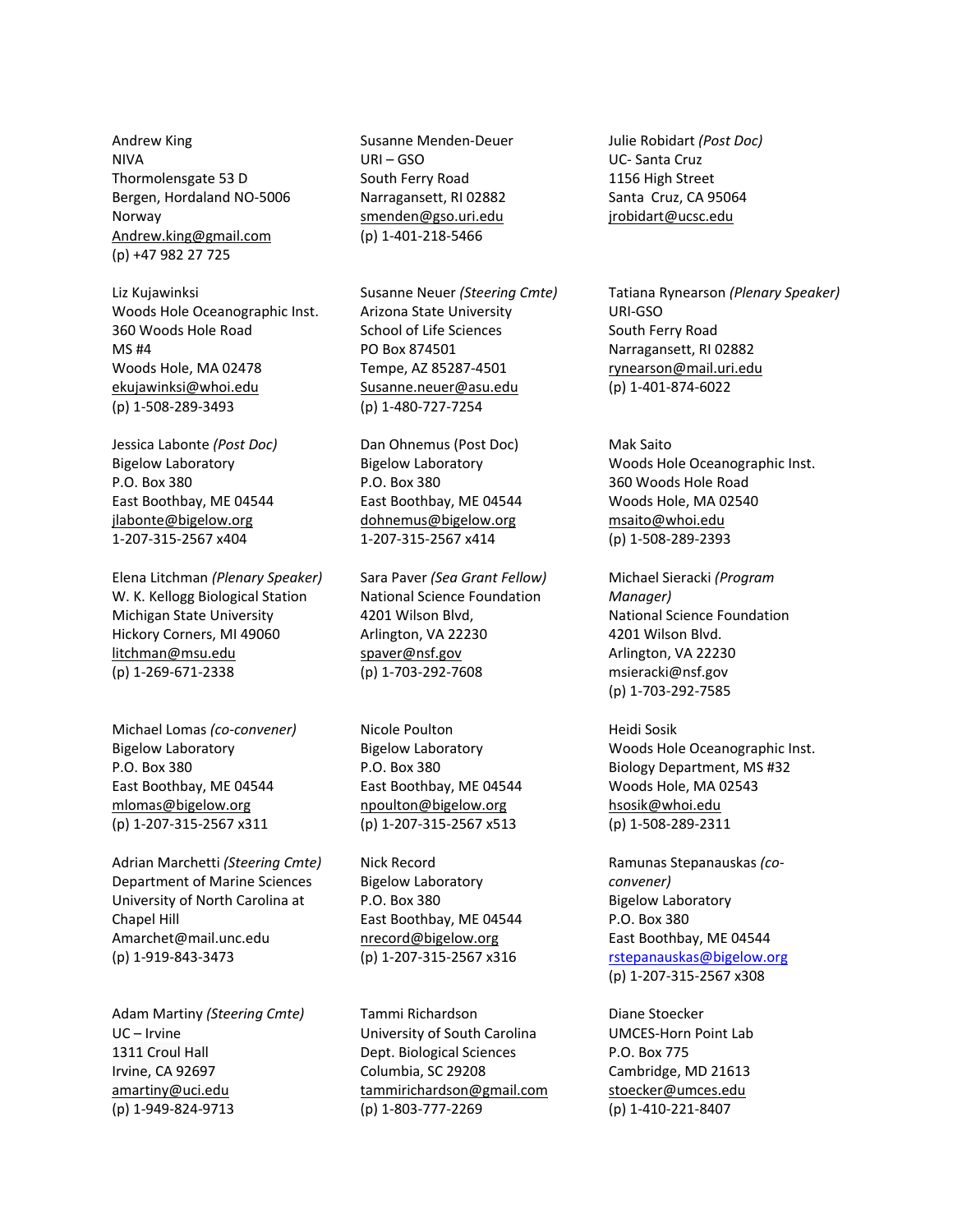Andrew King
NIVA
Thormolensgate 53 D
Bergen, Hordaland NO-5006
Norway
Andrew.king@gmail.com
(p) +47 982 27 725

Liz Kujawinksi
Woods Hole Oceanographic Inst.
360 Woods Hole Road
MS #4
Woods Hole, MA 02478
ekujawinksi@whoi.edu
(p) 1-508-289-3493

Jessica Labonte *(Post Doc)*
Bigelow Laboratory
P.O. Box 380
East Boothbay, ME 04544
jlabonte@bigelow.org
1-207-315-2567 x404

Elena Litchman *(Plenary Speaker)*
W. K. Kellogg Biological Station
Michigan State University
Hickory Corners, MI 49060
litchman@msu.edu
(p) 1-269-671-2338

Michael Lomas *(co-convener)*
Bigelow Laboratory
P.O. Box 380
East Boothbay, ME 04544
mlomas@bigelow.org
(p) 1-207-315-2567 x311

Adrian Marchetti *(Steering Cmte)*
Department of Marine Sciences
University of North Carolina at Chapel Hill
Amarchet@mail.unc.edu
(p) 1-919-843-3473

Adam Martiny *(Steering Cmte)*
UC – Irvine
1311 Croul Hall
Irvine, CA 92697
amartiny@uci.edu
(p) 1-949-824-9713

Susanne Menden-Deuer
URI – GSO
South Ferry Road
Narragansett, RI 02882
smenden@gso.uri.edu
(p) 1-401-218-5466

Susanne Neuer *(Steering Cmte)*
Arizona State University
School of Life Sciences
PO Box 874501
Tempe, AZ 85287-4501
Susanne.neuer@asu.edu
(p) 1-480-727-7254

Dan Ohnemus (Post Doc)
Bigelow Laboratory
P.O. Box 380
East Boothbay, ME 04544
dohnemus@bigelow.org
1-207-315-2567 x414

Sara Paver *(Sea Grant Fellow)*
National Science Foundation
4201 Wilson Blvd,
Arlington, VA 22230
spaver@nsf.gov
(p) 1-703-292-7608

Nicole Poulton
Bigelow Laboratory
P.O. Box 380
East Boothbay, ME 04544
npoulton@bigelow.org
(p) 1-207-315-2567 x513

Nick Record
Bigelow Laboratory
P.O. Box 380
East Boothbay, ME 04544
nrecord@bigelow.org
(p) 1-207-315-2567 x316

Tammi Richardson
University of South Carolina
Dept. Biological Sciences
Columbia, SC 29208
tammirichardson@gmail.com
(p) 1-803-777-2269

Julie Robidart *(Post Doc)*
UC- Santa Cruz
1156 High Street
Santa Cruz, CA 95064
jrobidart@ucsc.edu

Tatiana Rynearson *(Plenary Speaker)*
URI-GSO
South Ferry Road
Narragansett, RI 02882
rynearson@mail.uri.edu
(p) 1-401-874-6022

Mak Saito
Woods Hole Oceanographic Inst.
360 Woods Hole Road
Woods Hole, MA 02540
msaito@whoi.edu
(p) 1-508-289-2393

Michael Sieracki *(Program Manager)*
National Science Foundation
4201 Wilson Blvd.
Arlington, VA 22230
msieracki@nsf.gov
(p) 1-703-292-7585

Heidi Sosik
Woods Hole Oceanographic Inst.
Biology Department, MS #32
Woods Hole, MA 02543
hsosik@whoi.edu
(p) 1-508-289-2311

Ramunas Stepanauskas *(co-convener)*
Bigelow Laboratory
P.O. Box 380
East Boothbay, ME 04544
rstepanauskas@bigelow.org
(p) 1-207-315-2567 x308

Diane Stoecker
UMCES-Horn Point Lab
P.O. Box 775
Cambridge, MD 21613
stoecker@umces.edu
(p) 1-410-221-8407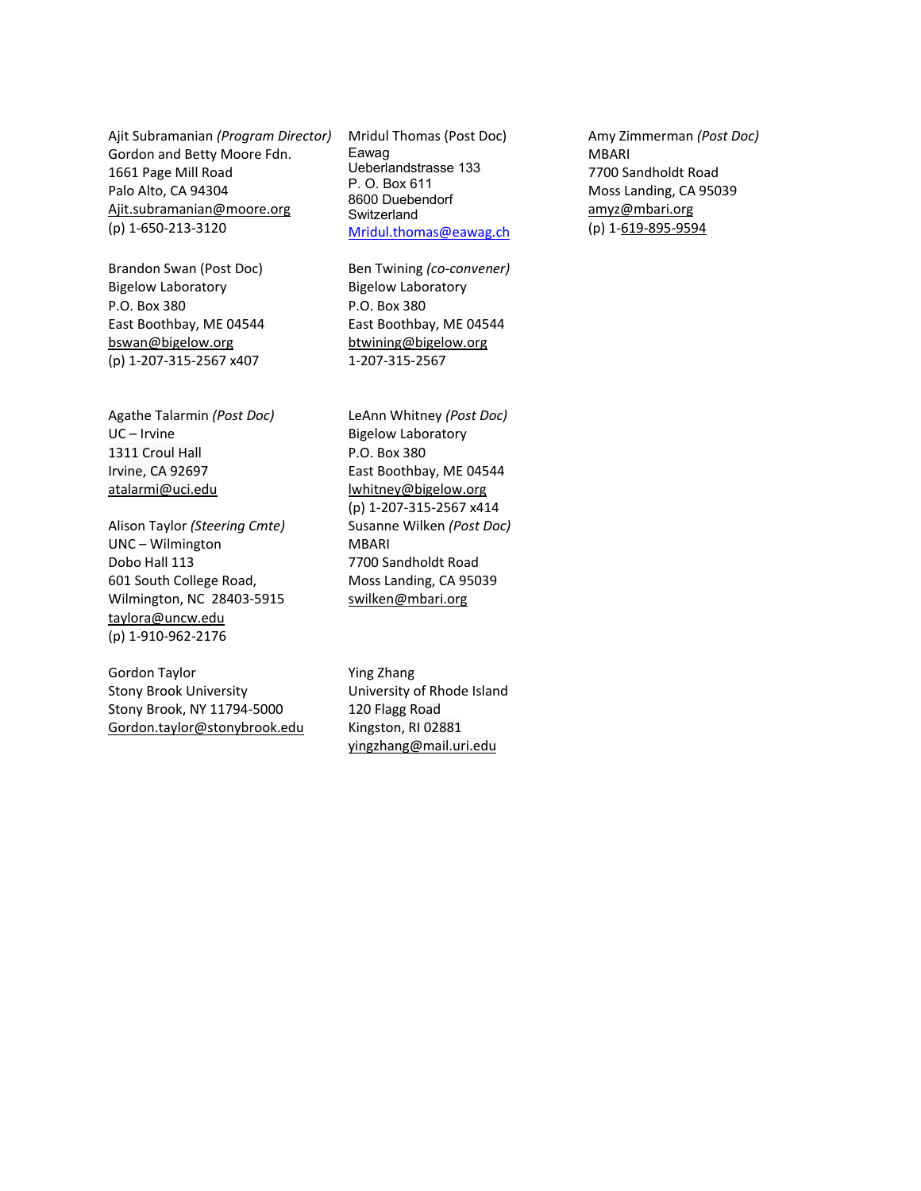Ajit Subramanian *(Program Director)*
Gordon and Betty Moore Fdn.
1661 Page Mill Road
Palo Alto, CA 94304
Ajit.subramanian@moore.org
(p) 1-650-213-3120

Brandon Swan (Post Doc)
Bigelow Laboratory
P.O. Box 380
East Boothbay, ME 04544
bswan@bigelow.org
(p) 1-207-315-2567 x407

Agathe Talarmin *(Post Doc)*
UC – Irvine
1311 Croul Hall
Irvine, CA 92697
atalarmi@uci.edu

Alison Taylor *(Steering Cmte)*
UNC – Wilmington
Dobo Hall 113
601 South College Road,
Wilmington, NC 28403-5915
taylora@uncw.edu
(p) 1-910-962-2176

Gordon Taylor
Stony Brook University
Stony Brook, NY 11794-5000
Gordon.taylor@stonybrook.edu

Mridul Thomas (Post Doc)
Eawag
Ueberlandstrasse 133
P. O. Box 611
8600 Duebendorf
Switzerland
Mridul.thomas@eawag.ch

Ben Twining *(co-convener)*
Bigelow Laboratory
P.O. Box 380
East Boothbay, ME 04544
btwining@bigelow.org
1-207-315-2567

LeAnn Whitney *(Post Doc)*
Bigelow Laboratory
P.O. Box 380
East Boothbay, ME 04544
lwhitney@bigelow.org
(p) 1-207-315-2567 x414

Susanne Wilken *(Post Doc)*
MBARI
7700 Sandholdt Road
Moss Landing, CA 95039
swilken@mbari.org

Ying Zhang
University of Rhode Island
120 Flagg Road
Kingston, RI 02881
yingzhang@mail.uri.edu

Amy Zimmerman *(Post Doc)*
MBARI
7700 Sandholdt Road
Moss Landing, CA 95039
amyz@mbari.org
(p) 1-619-895-9594